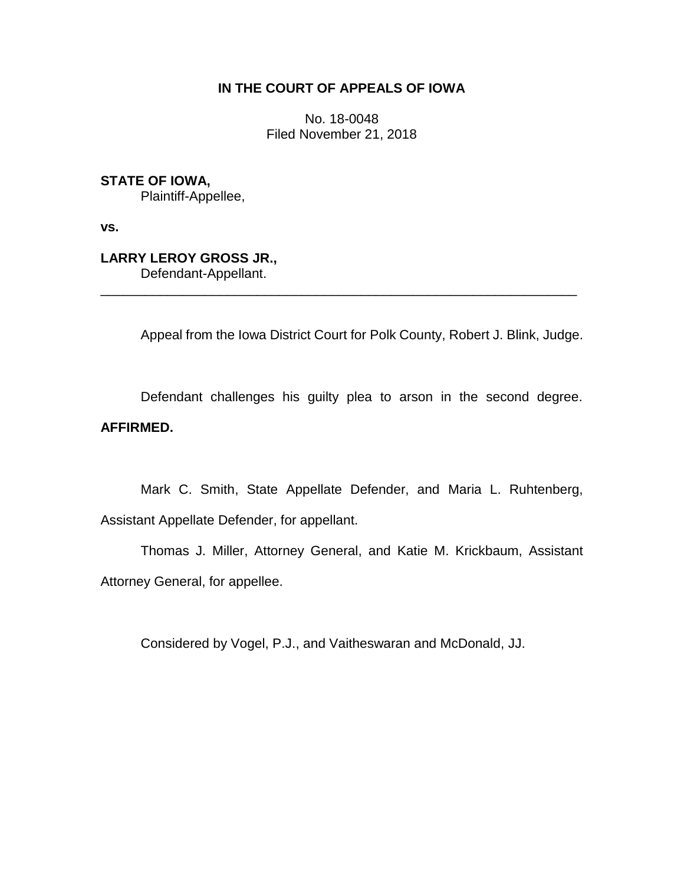**IN THE COURT OF APPEALS OF IOWA**

No. 18-0048
Filed November 21, 2018

**STATE OF IOWA,**
Plaintiff-Appellee,

**vs.**

**LARRY LEROY GROSS JR.,**
Defendant-Appellant.

---

Appeal from the Iowa District Court for Polk County, Robert J. Blink, Judge.

Defendant challenges his guilty plea to arson in the second degree. **AFFIRMED.**

Mark C. Smith, State Appellate Defender, and Maria L. Ruhtenberg, Assistant Appellate Defender, for appellant.

Thomas J. Miller, Attorney General, and Katie M. Krickbaum, Assistant Attorney General, for appellee.

Considered by Vogel, P.J., and Vaitheswaran and McDonald, JJ.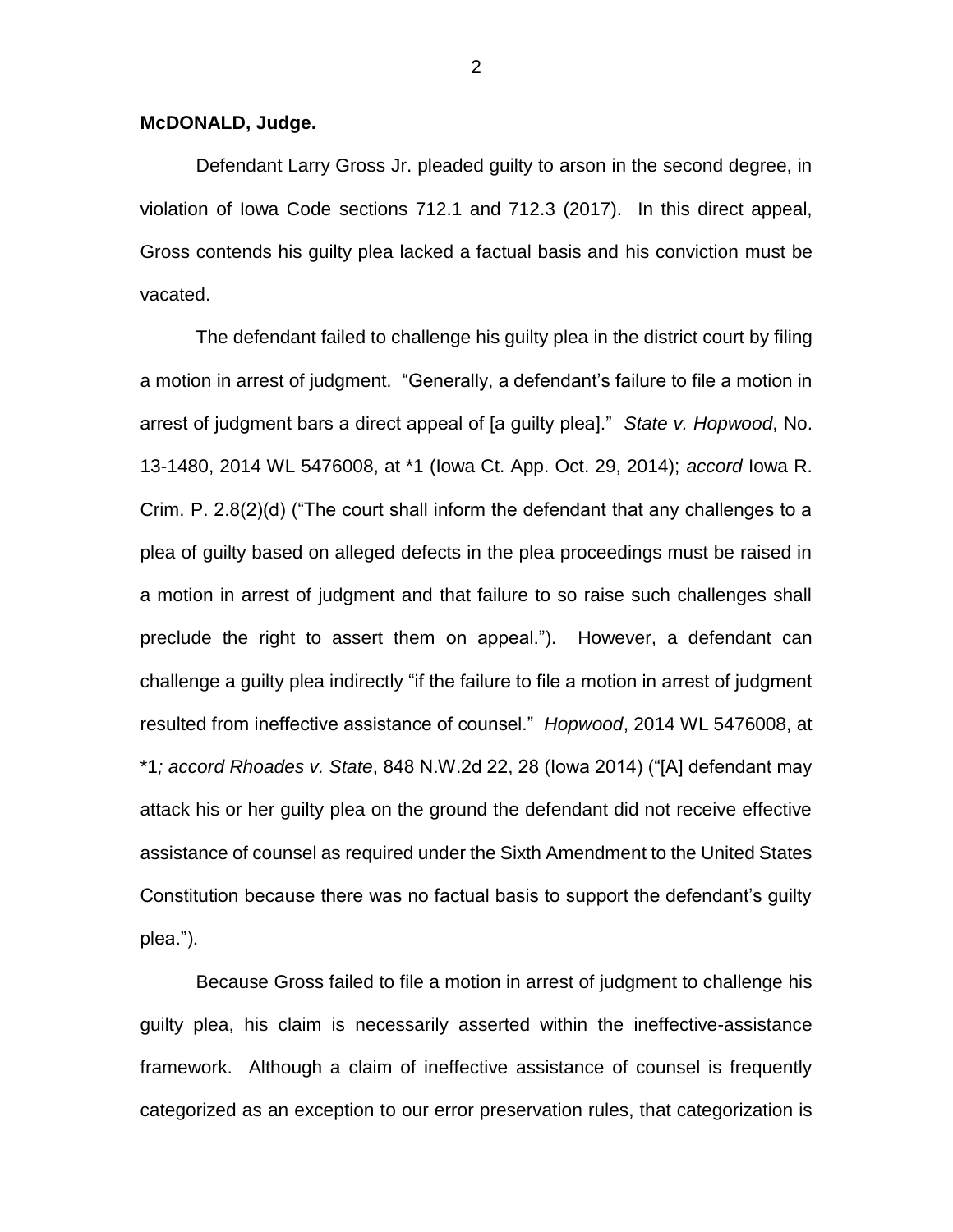**McDONALD, Judge.**

Defendant Larry Gross Jr. pleaded guilty to arson in the second degree, in violation of Iowa Code sections 712.1 and 712.3 (2017). In this direct appeal, Gross contends his guilty plea lacked a factual basis and his conviction must be vacated.

The defendant failed to challenge his guilty plea in the district court by filing a motion in arrest of judgment. "Generally, a defendant's failure to file a motion in arrest of judgment bars a direct appeal of [a guilty plea]." *State v. Hopwood*, No. 13-1480, 2014 WL 5476008, at *1 (Iowa Ct. App. Oct. 29, 2014); *accord* Iowa R. Crim. P. 2.8(2)(d) ("The court shall inform the defendant that any challenges to a plea of guilty based on alleged defects in the plea proceedings must be raised in a motion in arrest of judgment and that failure to so raise such challenges shall preclude the right to assert them on appeal."). However, a defendant can challenge a guilty plea indirectly "if the failure to file a motion in arrest of judgment resulted from ineffective assistance of counsel." *Hopwood*, 2014 WL 5476008, at *1*; accord Rhoades v. State*, 848 N.W.2d 22, 28 (Iowa 2014) ("[A] defendant may attack his or her guilty plea on the ground the defendant did not receive effective assistance of counsel as required under the Sixth Amendment to the United States Constitution because there was no factual basis to support the defendant's guilty plea.").

Because Gross failed to file a motion in arrest of judgment to challenge his guilty plea, his claim is necessarily asserted within the ineffective-assistance framework. Although a claim of ineffective assistance of counsel is frequently categorized as an exception to our error preservation rules, that categorization is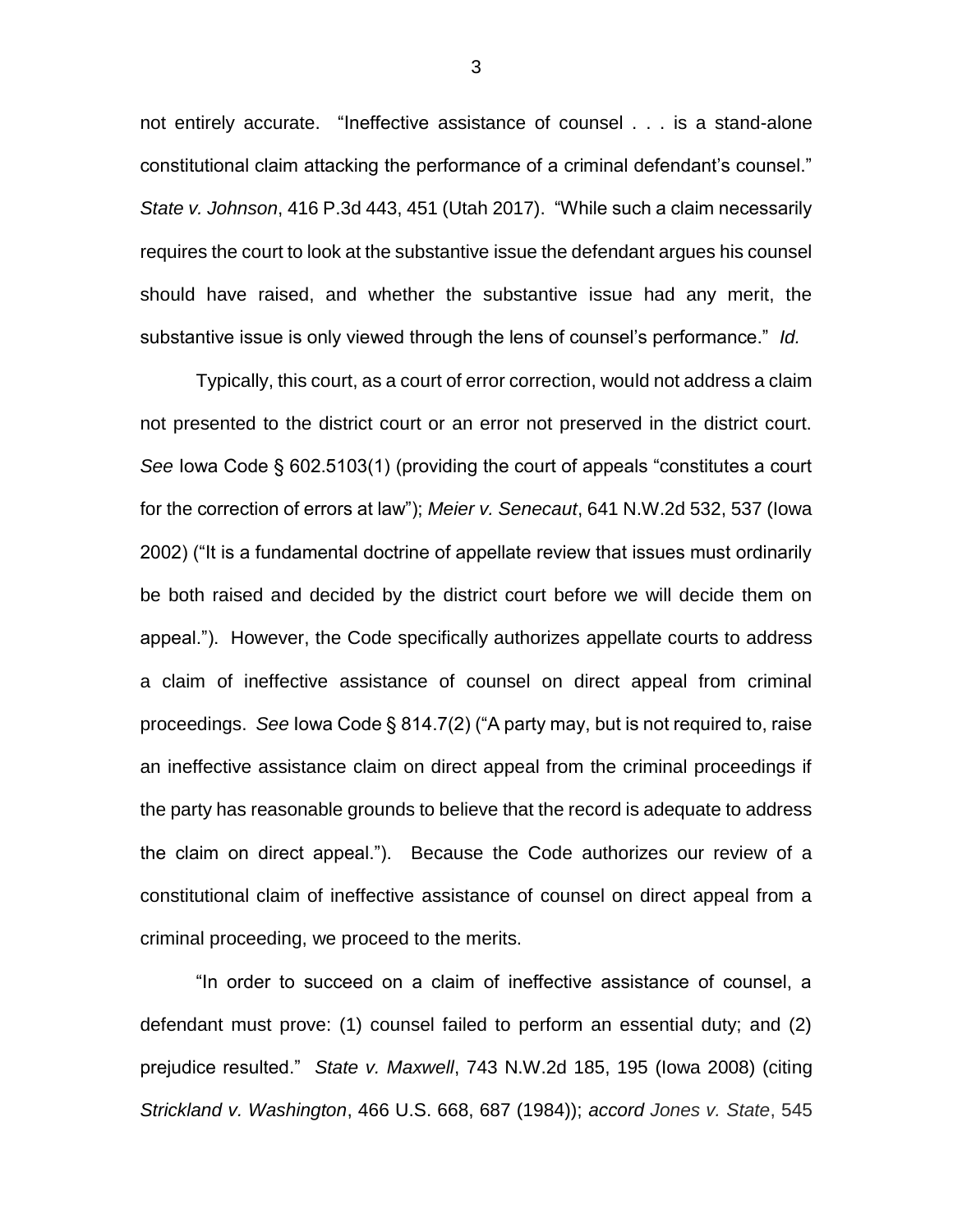not entirely accurate. "Ineffective assistance of counsel . . . is a stand-alone constitutional claim attacking the performance of a criminal defendant's counsel." *State v. Johnson*, 416 P.3d 443, 451 (Utah 2017). "While such a claim necessarily requires the court to look at the substantive issue the defendant argues his counsel should have raised, and whether the substantive issue had any merit, the substantive issue is only viewed through the lens of counsel's performance." *Id.*

Typically, this court, as a court of error correction, would not address a claim not presented to the district court or an error not preserved in the district court. *See* Iowa Code § 602.5103(1) (providing the court of appeals "constitutes a court for the correction of errors at law"); *Meier v. Senecaut*, 641 N.W.2d 532, 537 (Iowa 2002) ("It is a fundamental doctrine of appellate review that issues must ordinarily be both raised and decided by the district court before we will decide them on appeal."). However, the Code specifically authorizes appellate courts to address a claim of ineffective assistance of counsel on direct appeal from criminal proceedings. *See* Iowa Code § 814.7(2) ("A party may, but is not required to, raise an ineffective assistance claim on direct appeal from the criminal proceedings if the party has reasonable grounds to believe that the record is adequate to address the claim on direct appeal."). Because the Code authorizes our review of a constitutional claim of ineffective assistance of counsel on direct appeal from a criminal proceeding, we proceed to the merits.

"In order to succeed on a claim of ineffective assistance of counsel, a defendant must prove: (1) counsel failed to perform an essential duty; and (2) prejudice resulted." *State v. Maxwell*, 743 N.W.2d 185, 195 (Iowa 2008) (citing *Strickland v. Washington*, 466 U.S. 668, 687 (1984)); *accord Jones v. State*, 545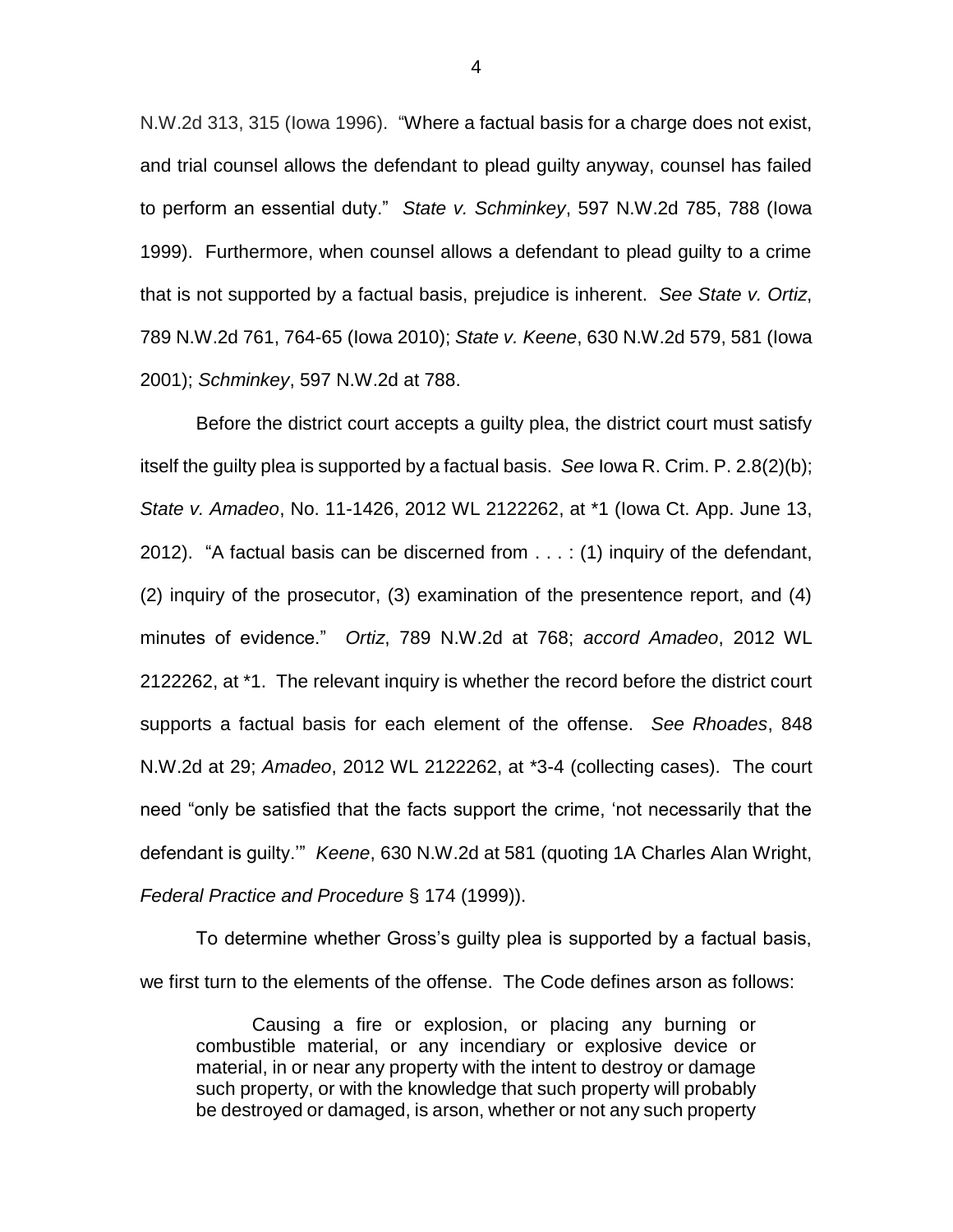N.W.2d 313, 315 (Iowa 1996). "Where a factual basis for a charge does not exist, and trial counsel allows the defendant to plead guilty anyway, counsel has failed to perform an essential duty." *State v. Schminkey*, 597 N.W.2d 785, 788 (Iowa 1999). Furthermore, when counsel allows a defendant to plead guilty to a crime that is not supported by a factual basis, prejudice is inherent. *See State v. Ortiz*, 789 N.W.2d 761, 764-65 (Iowa 2010); *State v. Keene*, 630 N.W.2d 579, 581 (Iowa 2001); *Schminkey*, 597 N.W.2d at 788.

Before the district court accepts a guilty plea, the district court must satisfy itself the guilty plea is supported by a factual basis. *See* Iowa R. Crim. P. 2.8(2)(b); *State v. Amadeo*, No. 11-1426, 2012 WL 2122262, at *1 (Iowa Ct. App. June 13, 2012). "A factual basis can be discerned from . . . : (1) inquiry of the defendant, (2) inquiry of the prosecutor, (3) examination of the presentence report, and (4) minutes of evidence." *Ortiz*, 789 N.W.2d at 768; *accord Amadeo*, 2012 WL 2122262, at *1. The relevant inquiry is whether the record before the district court supports a factual basis for each element of the offense. *See Rhoades*, 848 N.W.2d at 29; *Amadeo*, 2012 WL 2122262, at *3-4 (collecting cases). The court need "only be satisfied that the facts support the crime, 'not necessarily that the defendant is guilty.'" *Keene*, 630 N.W.2d at 581 (quoting 1A Charles Alan Wright, *Federal Practice and Procedure* § 174 (1999)).

To determine whether Gross's guilty plea is supported by a factual basis, we first turn to the elements of the offense. The Code defines arson as follows:

> Causing a fire or explosion, or placing any burning or combustible material, or any incendiary or explosive device or material, in or near any property with the intent to destroy or damage such property, or with the knowledge that such property will probably be destroyed or damaged, is arson, whether or not any such property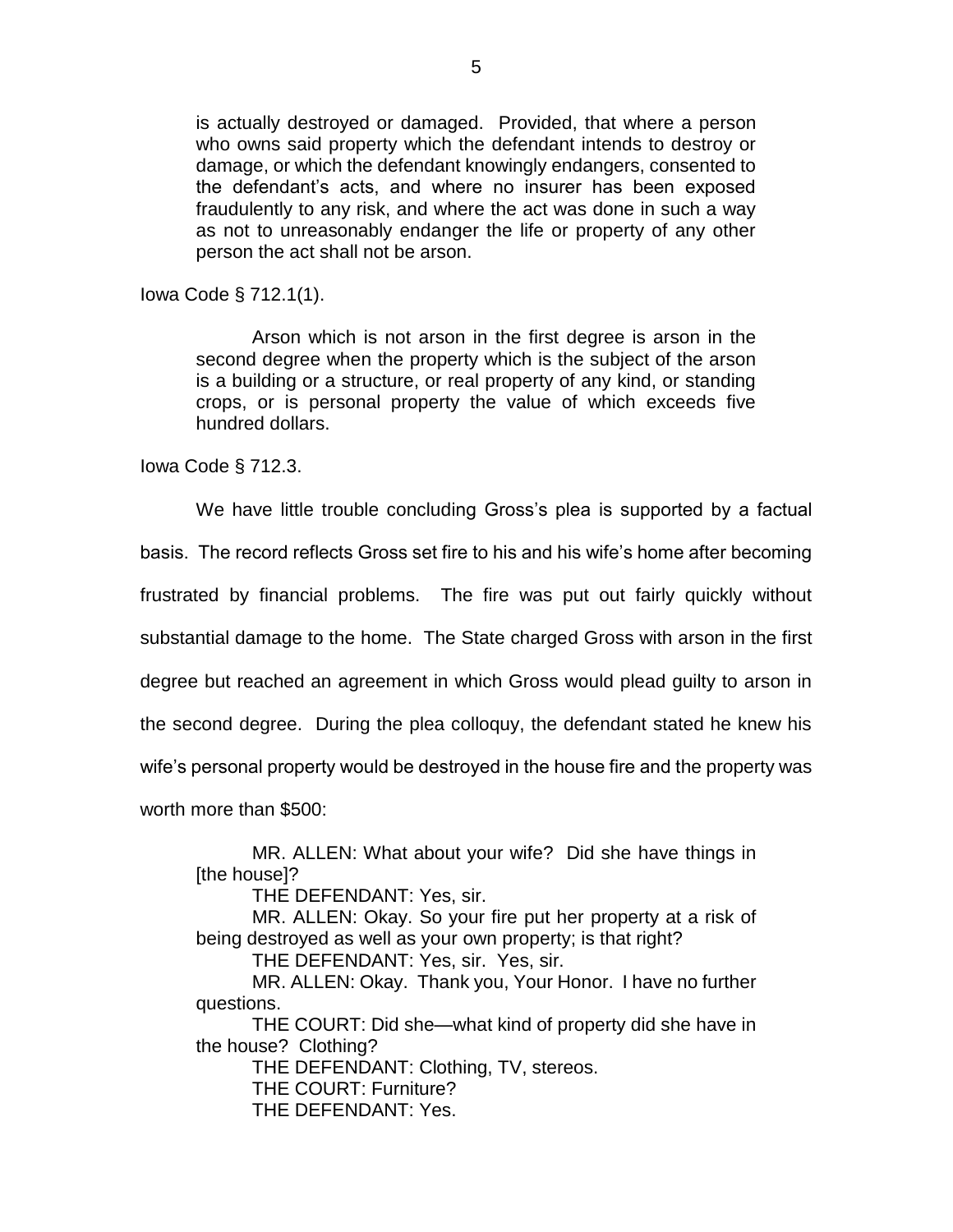> is actually destroyed or damaged. Provided, that where a person who owns said property which the defendant intends to destroy or damage, or which the defendant knowingly endangers, consented to the defendant's acts, and where no insurer has been exposed fraudulently to any risk, and where the act was done in such a way as not to unreasonably endanger the life or property of any other person the act shall not be arson.

Iowa Code § 712.1(1).

> Arson which is not arson in the first degree is arson in the second degree when the property which is the subject of the arson is a building or a structure, or real property of any kind, or standing crops, or is personal property the value of which exceeds five hundred dollars.

Iowa Code § 712.3.

We have little trouble concluding Gross's plea is supported by a factual basis. The record reflects Gross set fire to his and his wife's home after becoming frustrated by financial problems. The fire was put out fairly quickly without substantial damage to the home. The State charged Gross with arson in the first degree but reached an agreement in which Gross would plead guilty to arson in the second degree. During the plea colloquy, the defendant stated he knew his wife's personal property would be destroyed in the house fire and the property was worth more than $500:

> MR. ALLEN: What about your wife? Did she have things in [the house]?
>
> THE DEFENDANT: Yes, sir.
>
> MR. ALLEN: Okay. So your fire put her property at a risk of being destroyed as well as your own property; is that right?
>
> THE DEFENDANT: Yes, sir. Yes, sir.
>
> MR. ALLEN: Okay. Thank you, Your Honor. I have no further questions.
>
> THE COURT: Did she—what kind of property did she have in the house? Clothing?
>
> THE DEFENDANT: Clothing, TV, stereos.
>
> THE COURT: Furniture?
>
> THE DEFENDANT: Yes.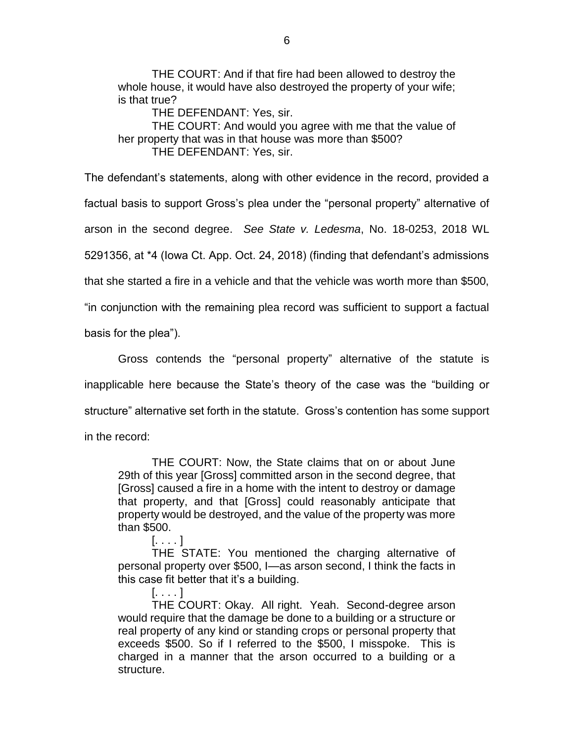> THE COURT: And if that fire had been allowed to destroy the whole house, it would have also destroyed the property of your wife; is that true?
>
> THE DEFENDANT: Yes, sir.
>
> THE COURT: And would you agree with me that the value of her property that was in that house was more than $500?
>
> THE DEFENDANT: Yes, sir.

The defendant's statements, along with other evidence in the record, provided a factual basis to support Gross's plea under the "personal property" alternative of arson in the second degree. *See State v. Ledesma*, No. 18-0253, 2018 WL 5291356, at *4 (Iowa Ct. App. Oct. 24, 2018) (finding that defendant's admissions that she started a fire in a vehicle and that the vehicle was worth more than $500, "in conjunction with the remaining plea record was sufficient to support a factual basis for the plea").

Gross contends the "personal property" alternative of the statute is inapplicable here because the State's theory of the case was the "building or structure" alternative set forth in the statute. Gross's contention has some support in the record:

> THE COURT: Now, the State claims that on or about June 29th of this year [Gross] committed arson in the second degree, that [Gross] caused a fire in a home with the intent to destroy or damage that property, and that [Gross] could reasonably anticipate that property would be destroyed, and the value of the property was more than $500.
>
> [. . . . ]
>
> THE STATE: You mentioned the charging alternative of personal property over $500, I—as arson second, I think the facts in this case fit better that it's a building.
>
> [. . . . ]
>
> THE COURT: Okay. All right. Yeah. Second-degree arson would require that the damage be done to a building or a structure or real property of any kind or standing crops or personal property that exceeds $500. So if I referred to the $500, I misspoke. This is charged in a manner that the arson occurred to a building or a structure.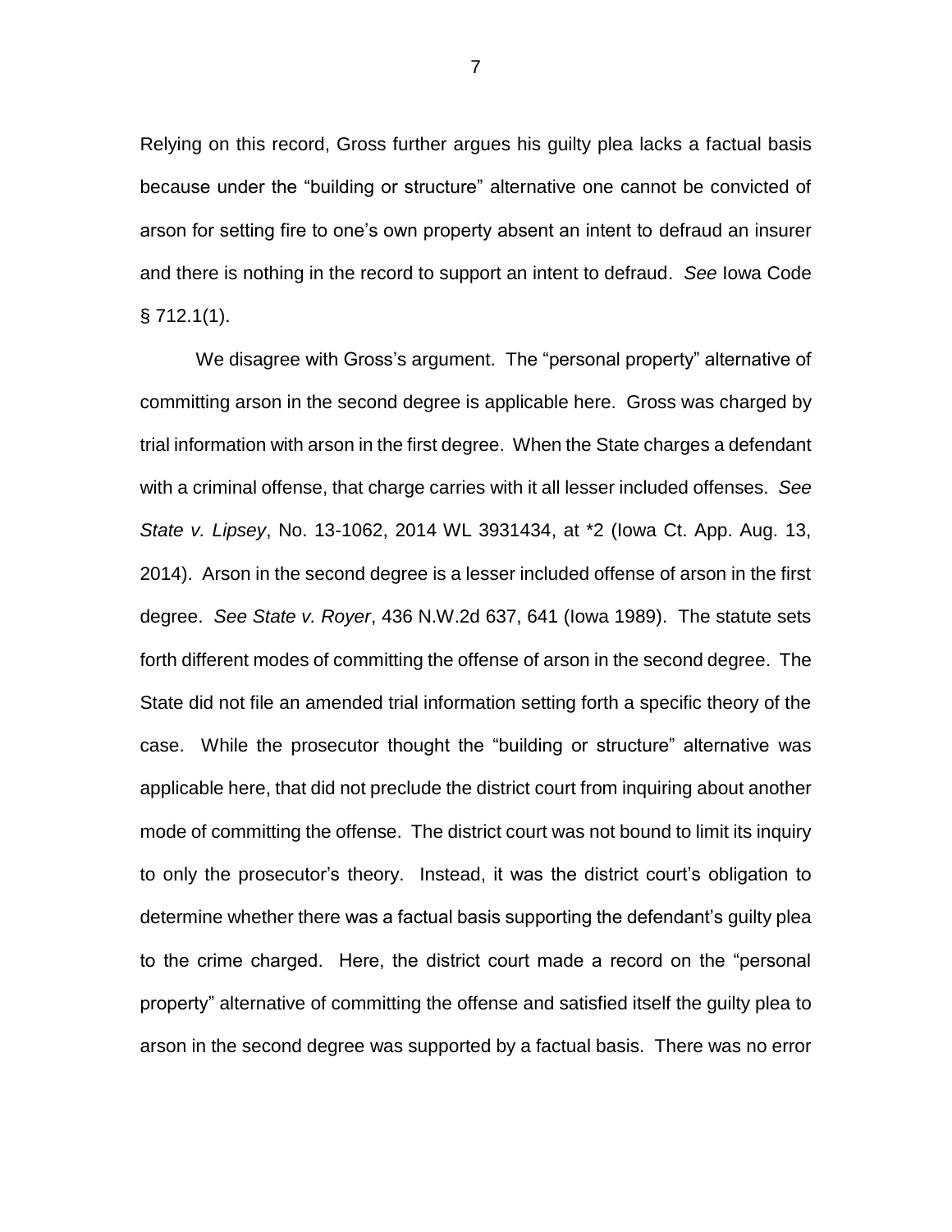Relying on this record, Gross further argues his guilty plea lacks a factual basis because under the "building or structure" alternative one cannot be convicted of arson for setting fire to one's own property absent an intent to defraud an insurer and there is nothing in the record to support an intent to defraud. *See* Iowa Code § 712.1(1).

We disagree with Gross's argument. The "personal property" alternative of committing arson in the second degree is applicable here. Gross was charged by trial information with arson in the first degree. When the State charges a defendant with a criminal offense, that charge carries with it all lesser included offenses. *See State v. Lipsey*, No. 13-1062, 2014 WL 3931434, at *2 (Iowa Ct. App. Aug. 13, 2014). Arson in the second degree is a lesser included offense of arson in the first degree. *See State v. Royer*, 436 N.W.2d 637, 641 (Iowa 1989). The statute sets forth different modes of committing the offense of arson in the second degree. The State did not file an amended trial information setting forth a specific theory of the case. While the prosecutor thought the "building or structure" alternative was applicable here, that did not preclude the district court from inquiring about another mode of committing the offense. The district court was not bound to limit its inquiry to only the prosecutor's theory. Instead, it was the district court's obligation to determine whether there was a factual basis supporting the defendant's guilty plea to the crime charged. Here, the district court made a record on the "personal property" alternative of committing the offense and satisfied itself the guilty plea to arson in the second degree was supported by a factual basis. There was no error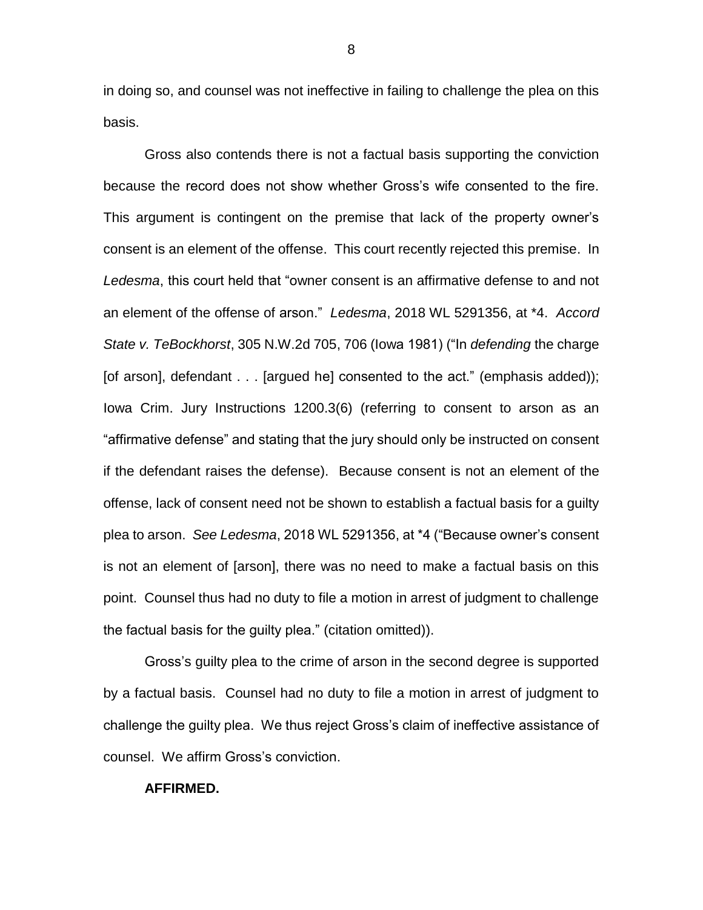in doing so, and counsel was not ineffective in failing to challenge the plea on this basis.

Gross also contends there is not a factual basis supporting the conviction because the record does not show whether Gross's wife consented to the fire. This argument is contingent on the premise that lack of the property owner's consent is an element of the offense. This court recently rejected this premise. In *Ledesma*, this court held that "owner consent is an affirmative defense to and not an element of the offense of arson." *Ledesma*, 2018 WL 5291356, at *4. *Accord State v. TeBockhorst*, 305 N.W.2d 705, 706 (Iowa 1981) ("In *defending* the charge [of arson], defendant . . . [argued he] consented to the act." (emphasis added)); Iowa Crim. Jury Instructions 1200.3(6) (referring to consent to arson as an "affirmative defense" and stating that the jury should only be instructed on consent if the defendant raises the defense). Because consent is not an element of the offense, lack of consent need not be shown to establish a factual basis for a guilty plea to arson. *See Ledesma*, 2018 WL 5291356, at *4 ("Because owner's consent is not an element of [arson], there was no need to make a factual basis on this point. Counsel thus had no duty to file a motion in arrest of judgment to challenge the factual basis for the guilty plea." (citation omitted)).

Gross's guilty plea to the crime of arson in the second degree is supported by a factual basis. Counsel had no duty to file a motion in arrest of judgment to challenge the guilty plea. We thus reject Gross's claim of ineffective assistance of counsel. We affirm Gross's conviction.

**AFFIRMED.**